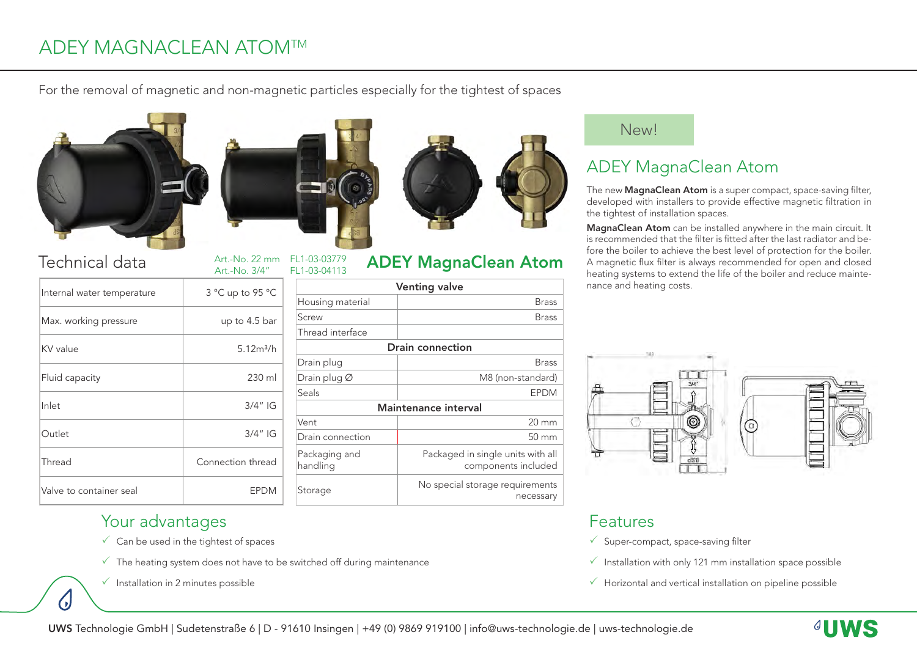# ADEY MAGNACLEAN ATOM™

For the removal of magnetic and non-magnetic particles especially for the tightest of spaces

## Technical data

Art.-No. 22 mm FL1-03-03779
Art.-No. 3/4" FL1-03-04113

| Internal water temperature | 3 °C up to 95 °C |
|---|---|
| Max. working pressure | up to 4.5 bar |
| KV value | $5.12 m^3/h$ |
| Fluid capacity | 230 ml |
| Inlet | 3/4" IG |
| Outlet | 3/4" IG |
| Thread | Connection thread |
| Valve to container seal | EPDM |

## ADEY MagnaClean Atom

| Venting valve | |
|---|---|
| Housing material | Brass |
| Screw | Brass |
| Thread interface | |
| **Drain connection** | |
| Drain plug | Brass |
| Drain plug Ø | M8 (non-standard) |
| Seals | EPDM |
| **Maintenance interval** | |
| Vent | 20 mm |
| Drain connection | 50 mm |
| Packaging and handling | Packaged in single units with all components included |
| Storage | No special storage requirements necessary |

New!

## ADEY MagnaClean Atom

The new **MagnaClean Atom** is a super compact, space-saving filter, developed with installers to provide effective magnetic filtration in the tightest of installation spaces.

**MagnaClean Atom** can be installed anywhere in the main circuit. It is recommended that the filter is fitted after the last radiator and before the boiler to achieve the best level of protection for the boiler. A magnetic flux filter is always recommended for open and closed heating systems to extend the life of the boiler and reduce maintenance and heating costs.

## Your advantages

- ✓ Can be used in the tightest of spaces
- ✓ The heating system does not have to be switched off during maintenance
- ✓ Installation in 2 minutes possible

## Features

- ✓ Super-compact, space-saving filter
- ✓ Installation with only 121 mm installation space possible
- ✓ Horizontal and vertical installation on pipeline possible

**UWS** Technologie GmbH | Sudetenstraße 6 | D - 91610 Insingen | +49 (0) 9869 919100 | info@uws-technologie.de | uws-technologie.de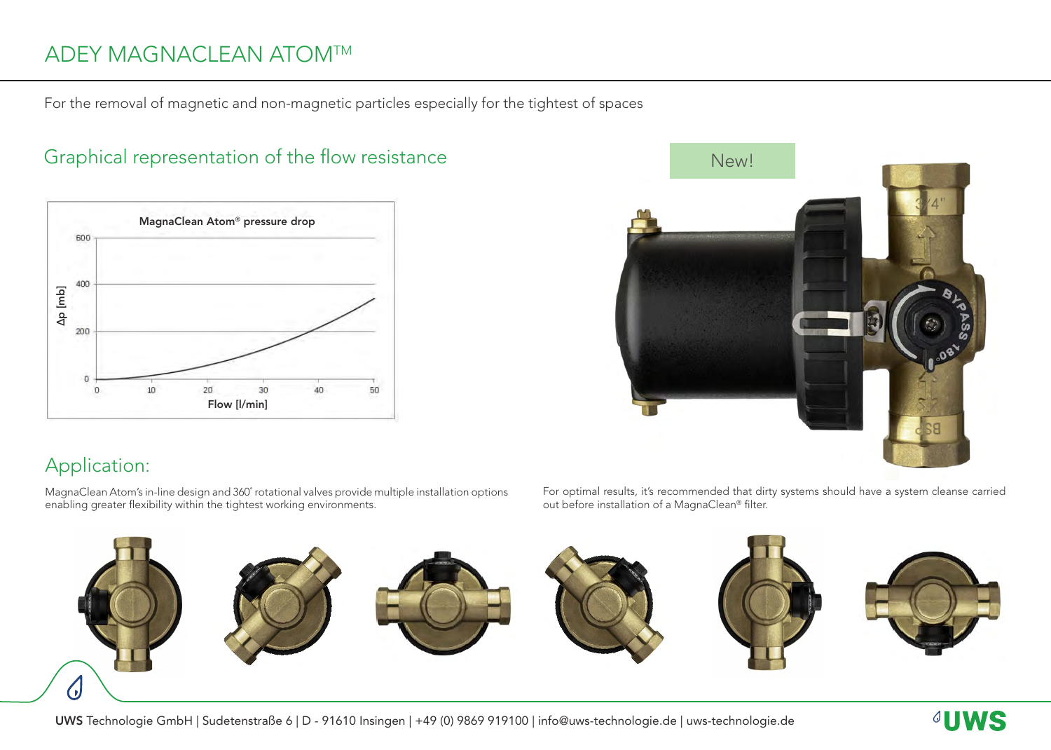# ADEY MAGNACLEAN ATOM™

For the removal of magnetic and non-magnetic particles especially for the tightest of spaces

## Graphical representation of the flow resistance

MagnaClean Atom® pressure drop

Δp [mb]

600

400

200

0

0 10 20 30 40 50

Flow [l/min]

New!

## Application:

MagnaClean Atom's in-line design and 360° rotational valves provide multiple installation options enabling greater flexibility within the tightest working environments.

For optimal results, it's recommended that dirty systems should have a system cleanse carried out before installation of a MagnaClean® filter.